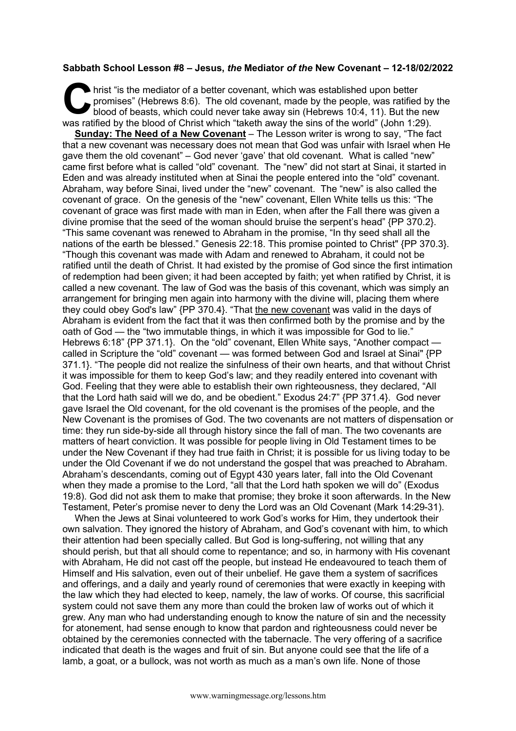**Sabbath School Lesson #8 – Jesus, *the* Mediator *of the* New Covenant – 12-18/02/2022**

Christ "is the mediator of a better covenant, which was established upon better promises" (Hebrews 8:6). The old covenant, made by the people, was ratified by the blood of beasts, which could never take away sin (Hebrews 10:4, 11). But the new was ratified by the blood of Christ which "taketh away the sins of the world" (John 1:29).

**Sunday: The Need of a New Covenant** – The Lesson writer is wrong to say, "The fact that a new covenant was necessary does not mean that God was unfair with Israel when He gave them the old covenant" – God never 'gave' that old covenant. What is called "new" came first before what is called "old" covenant. The "new" did not start at Sinai, it started in Eden and was already instituted when at Sinai the people entered into the "old" covenant. Abraham, way before Sinai, lived under the "new" covenant. The "new" is also called the covenant of grace. On the genesis of the "new" covenant, Ellen White tells us this: "The covenant of grace was first made with man in Eden, when after the Fall there was given a divine promise that the seed of the woman should bruise the serpent's head" {PP 370.2}. "This same covenant was renewed to Abraham in the promise, "In thy seed shall all the nations of the earth be blessed." Genesis 22:18. This promise pointed to Christ" {PP 370.3}. "Though this covenant was made with Adam and renewed to Abraham, it could not be ratified until the death of Christ. It had existed by the promise of God since the first intimation of redemption had been given; it had been accepted by faith; yet when ratified by Christ, it is called a new covenant. The law of God was the basis of this covenant, which was simply an arrangement for bringing men again into harmony with the divine will, placing them where they could obey God's law" {PP 370.4}. "That <u>the new covenant</u> was valid in the days of Abraham is evident from the fact that it was then confirmed both by the promise and by the oath of God — the "two immutable things, in which it was impossible for God to lie." Hebrews 6:18" {PP 371.1}. On the "old" covenant, Ellen White says, "Another compact — called in Scripture the "old" covenant — was formed between God and Israel at Sinai" {PP 371.1}. "The people did not realize the sinfulness of their own hearts, and that without Christ it was impossible for them to keep God's law; and they readily entered into covenant with God. Feeling that they were able to establish their own righteousness, they declared, "All that the Lord hath said will we do, and be obedient." Exodus 24:7" {PP 371.4}. God never gave Israel the Old covenant, for the old covenant is the promises of the people, and the New Covenant is the promises of God. The two covenants are not matters of dispensation or time: they run side-by-side all through history since the fall of man. The two covenants are matters of heart conviction. It was possible for people living in Old Testament times to be under the New Covenant if they had true faith in Christ; it is possible for us living today to be under the Old Covenant if we do not understand the gospel that was preached to Abraham. Abraham's descendants, coming out of Egypt 430 years later, fall into the Old Covenant when they made a promise to the Lord, "all that the Lord hath spoken we will do" (Exodus 19:8). God did not ask them to make that promise; they broke it soon afterwards. In the New Testament, Peter's promise never to deny the Lord was an Old Covenant (Mark 14:29-31).

When the Jews at Sinai volunteered to work God's works for Him, they undertook their own salvation. They ignored the history of Abraham, and God's covenant with him, to which their attention had been specially called. But God is long-suffering, not willing that any should perish, but that all should come to repentance; and so, in harmony with His covenant with Abraham, He did not cast off the people, but instead He endeavoured to teach them of Himself and His salvation, even out of their unbelief. He gave them a system of sacrifices and offerings, and a daily and yearly round of ceremonies that were exactly in keeping with the law which they had elected to keep, namely, the law of works. Of course, this sacrificial system could not save them any more than could the broken law of works out of which it grew. Any man who had understanding enough to know the nature of sin and the necessity for atonement, had sense enough to know that pardon and righteousness could never be obtained by the ceremonies connected with the tabernacle. The very offering of a sacrifice indicated that death is the wages and fruit of sin. But anyone could see that the life of a lamb, a goat, or a bullock, was not worth as much as a man's own life. None of those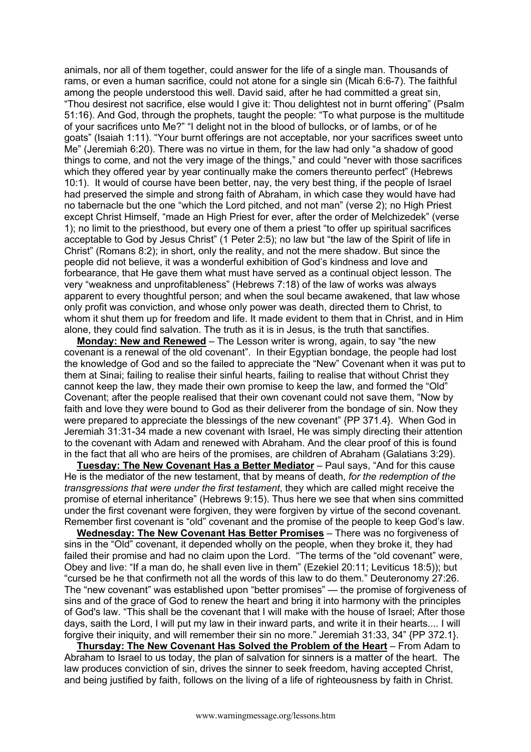animals, nor all of them together, could answer for the life of a single man. Thousands of rams, or even a human sacrifice, could not atone for a single sin (Micah 6:6-7). The faithful among the people understood this well. David said, after he had committed a great sin, "Thou desirest not sacrifice, else would I give it: Thou delightest not in burnt offering" (Psalm 51:16). And God, through the prophets, taught the people: "To what purpose is the multitude of your sacrifices unto Me?" "I delight not in the blood of bullocks, or of lambs, or of he goats" (Isaiah 1:11). "Your burnt offerings are not acceptable, nor your sacrifices sweet unto Me" (Jeremiah 6:20). There was no virtue in them, for the law had only "a shadow of good things to come, and not the very image of the things," and could "never with those sacrifices which they offered year by year continually make the comers thereunto perfect" (Hebrews 10:1). It would of course have been better, nay, the very best thing, if the people of Israel had preserved the simple and strong faith of Abraham, in which case they would have had no tabernacle but the one "which the Lord pitched, and not man" (verse 2); no High Priest except Christ Himself, "made an High Priest for ever, after the order of Melchizedek" (verse 1); no limit to the priesthood, but every one of them a priest "to offer up spiritual sacrifices acceptable to God by Jesus Christ" (1 Peter 2:5); no law but "the law of the Spirit of life in Christ" (Romans 8:2); in short, only the reality, and not the mere shadow. But since the people did not believe, it was a wonderful exhibition of God's kindness and love and forbearance, that He gave them what must have served as a continual object lesson. The very "weakness and unprofitableness" (Hebrews 7:18) of the law of works was always apparent to every thoughtful person; and when the soul became awakened, that law whose only profit was conviction, and whose only power was death, directed them to Christ, to whom it shut them up for freedom and life. It made evident to them that in Christ, and in Him alone, they could find salvation. The truth as it is in Jesus, is the truth that sanctifies.

**Monday: New and Renewed** – The Lesson writer is wrong, again, to say "the new covenant is a renewal of the old covenant". In their Egyptian bondage, the people had lost the knowledge of God and so the failed to appreciate the "New" Covenant when it was put to them at Sinai; failing to realise their sinful hearts, failing to realise that without Christ they cannot keep the law, they made their own promise to keep the law, and formed the "Old" Covenant; after the people realised that their own covenant could not save them, "Now by faith and love they were bound to God as their deliverer from the bondage of sin. Now they were prepared to appreciate the blessings of the new covenant" {PP 371.4}. When God in Jeremiah 31:31-34 made a new covenant with Israel, He was simply directing their attention to the covenant with Adam and renewed with Abraham. And the clear proof of this is found in the fact that all who are heirs of the promises, are children of Abraham (Galatians 3:29).

**Tuesday: The New Covenant Has a Better Mediator** – Paul says, "And for this cause He is the mediator of the new testament, that by means of death, *for the redemption of the transgressions that were under the first testament*, they which are called might receive the promise of eternal inheritance" (Hebrews 9:15). Thus here we see that when sins committed under the first covenant were forgiven, they were forgiven by virtue of the second covenant. Remember first covenant is "old" covenant and the promise of the people to keep God's law.

**Wednesday: The New Covenant Has Better Promises** – There was no forgiveness of sins in the "Old" covenant, it depended wholly on the people, when they broke it, they had failed their promise and had no claim upon the Lord. "The terms of the "old covenant" were, Obey and live: "If a man do, he shall even live in them" (Ezekiel 20:11; Leviticus 18:5)); but "cursed be he that confirmeth not all the words of this law to do them." Deuteronomy 27:26. The "new covenant" was established upon "better promises" — the promise of forgiveness of sins and of the grace of God to renew the heart and bring it into harmony with the principles of God's law. "This shall be the covenant that I will make with the house of Israel; After those days, saith the Lord, I will put my law in their inward parts, and write it in their hearts.... I will forgive their iniquity, and will remember their sin no more." Jeremiah 31:33, 34" {PP 372.1}.

**Thursday: The New Covenant Has Solved the Problem of the Heart** – From Adam to Abraham to Israel to us today, the plan of salvation for sinners is a matter of the heart. The law produces conviction of sin, drives the sinner to seek freedom, having accepted Christ, and being justified by faith, follows on the living of a life of righteousness by faith in Christ.